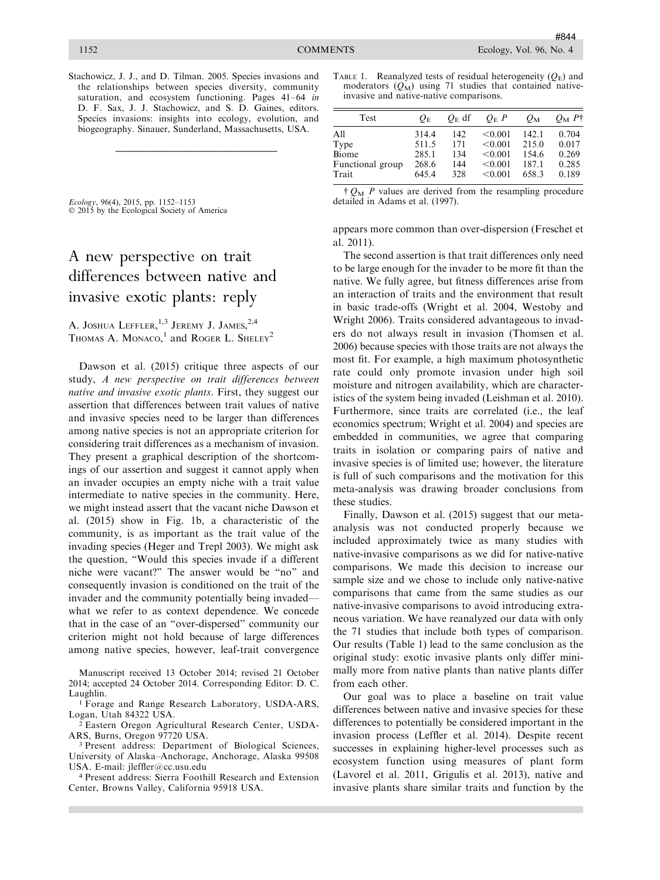Stachowicz, J. J., and D. Tilman. 2005. Species invasions and the relationships between species diversity, community saturation, and ecosystem functioning. Pages 41–64 *in* D. F. Sax, J. J. Stachowicz, and S. D. Gaines, editors. Species invasions: insights into ecology, evolution, and biogeography. Sinauer, Sunderland, Massachusetts, USA.

---

*Ecology*, 96(4), 2015, pp. 1152–1153
© 2015 by the Ecological Society of America

# A new perspective on trait differences between native and invasive exotic plants: reply

A. Joshua Leffler,[1,3] Jeremy J. James,[2,4] Thomas A. Monaco,[1] and Roger L. Sheley[2]

Dawson et al. (2015) critique three aspects of our study, *A new perspective on trait differences between native and invasive exotic plants*. First, they suggest our assertion that differences between trait values of native and invasive species need to be larger than differences among native species is not an appropriate criterion for considering trait differences as a mechanism of invasion. They present a graphical description of the shortcomings of our assertion and suggest it cannot apply when an invader occupies an empty niche with a trait value intermediate to native species in the community. Here, we might instead assert that the vacant niche Dawson et al. (2015) show in Fig. 1b, a characteristic of the community, is as important as the trait value of the invading species (Heger and Trepl 2003). We might ask the question, "Would this species invade if a different niche were vacant?" The answer would be "no" and consequently invasion is conditioned on the trait of the invader and the community potentially being invaded—what we refer to as context dependence. We concede that in the case of an "over-dispersed" community our criterion might not hold because of large differences among native species, however, leaf-trait convergence appears more common than over-dispersion (Freschet et al. 2011).

The second assertion is that trait differences only need to be large enough for the invader to be more fit than the native. We fully agree, but fitness differences arise from an interaction of traits and the environment that result in basic trade-offs (Wright et al. 2004, Westoby and Wright 2006). Traits considered advantageous to invaders do not always result in invasion (Thomsen et al. 2006) because species with those traits are not always the most fit. For example, a high maximum photosynthetic rate could only promote invasion under high soil moisture and nitrogen availability, which are characteristics of the system being invaded (Leishman et al. 2010). Furthermore, since traits are correlated (i.e., the leaf economics spectrum; Wright et al. 2004) and species are embedded in communities, we agree that comparing traits in isolation or comparing pairs of native and invasive species is of limited use; however, the literature is full of such comparisons and the motivation for this meta-analysis was drawing broader conclusions from these studies.

Finally, Dawson et al. (2015) suggest that our meta-analysis was not conducted properly because we included approximately twice as many studies with native-invasive comparisons as we did for native-native comparisons. We made this decision to increase our sample size and we chose to include only native-native comparisons that came from the same studies as our native-invasive comparisons to avoid introducing extraneous variation. We have reanalyzed our data with only the 71 studies that include both types of comparison. Our results (Table 1) lead to the same conclusion as the original study: exotic invasive plants only differ minimally more from native plants than native plants differ from each other.

Our goal was to place a baseline on trait value differences between native and invasive species for these differences to potentially be considered important in the invasion process (Leffler et al. 2014). Despite recent successes in explaining higher-level processes such as ecosystem function using measures of plant form (Lavorel et al. 2011, Grigulis et al. 2013), native and invasive plants share similar traits and function by the

Table 1. Reanalyzed tests of residual heterogeneity ($Q_E$) and moderators ($Q_M$) using 71 studies that contained native-invasive and native-native comparisons.

| Test | $Q_E$ | $Q_E$ df | $Q_E$ $P$ | $Q_M$ | $Q_M$ $P$† |
|---|---|---|---|---|---|
| All | 314.4 | 142 | <0.001 | 142.1 | 0.704 |
| Type | 511.5 | 171 | <0.001 | 215.0 | 0.017 |
| Biome | 285.1 | 134 | <0.001 | 154.6 | 0.269 |
| Functional group | 268.6 | 144 | <0.001 | 187.1 | 0.285 |
| Trait | 645.4 | 328 | <0.001 | 658.3 | 0.189 |

† $Q_M$ $P$ values are derived from the resampling procedure detailed in Adams et al. (1997).

Manuscript received 13 October 2014; revised 21 October 2014; accepted 24 October 2014. Corresponding Editor: D. C. Laughlin.

[1] Forage and Range Research Laboratory, USDA-ARS, Logan, Utah 84322 USA.

[2] Eastern Oregon Agricultural Research Center, USDA-ARS, Burns, Oregon 97720 USA.

[3] Present address: Department of Biological Sciences, University of Alaska–Anchorage, Anchorage, Alaska 99508 USA. E-mail: jleffler@cc.usu.edu

[4] Present address: Sierra Foothill Research and Extension Center, Browns Valley, California 95918 USA.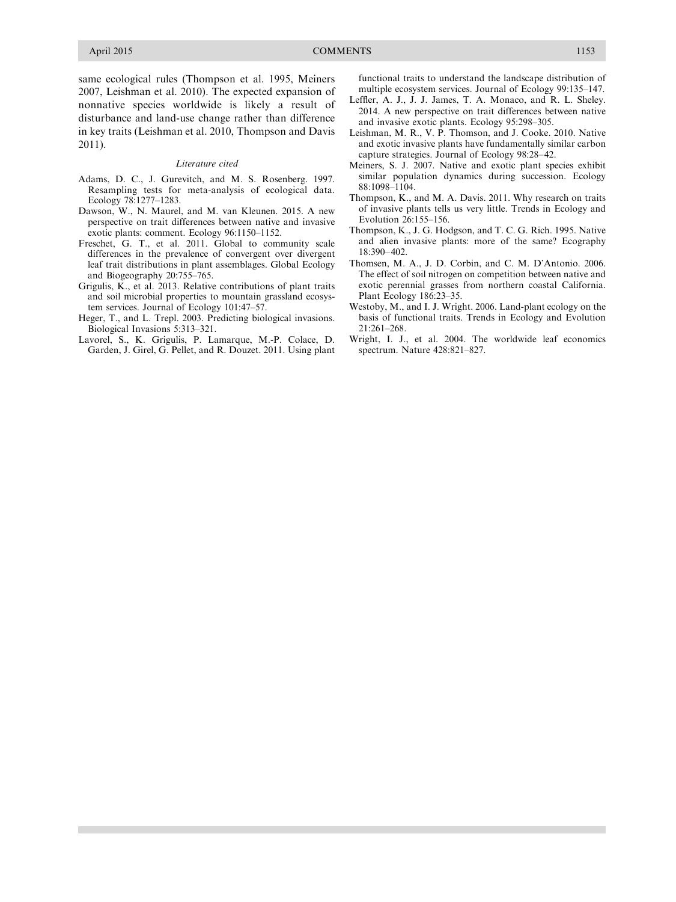same ecological rules (Thompson et al. 1995, Meiners 2007, Leishman et al. 2010). The expected expansion of nonnative species worldwide is likely a result of disturbance and land-use change rather than difference in key traits (Leishman et al. 2010, Thompson and Davis 2011).

### *Literature cited*

Adams, D. C., J. Gurevitch, and M. S. Rosenberg. 1997. Resampling tests for meta-analysis of ecological data. Ecology 78:1277–1283.

Dawson, W., N. Maurel, and M. van Kleunen. 2015. A new perspective on trait differences between native and invasive exotic plants: comment. Ecology 96:1150–1152.

Freschet, G. T., et al. 2011. Global to community scale differences in the prevalence of convergent over divergent leaf trait distributions in plant assemblages. Global Ecology and Biogeography 20:755–765.

Grigulis, K., et al. 2013. Relative contributions of plant traits and soil microbial properties to mountain grassland ecosystem services. Journal of Ecology 101:47–57.

Heger, T., and L. Trepl. 2003. Predicting biological invasions. Biological Invasions 5:313–321.

Lavorel, S., K. Grigulis, P. Lamarque, M.-P. Colace, D. Garden, J. Girel, G. Pellet, and R. Douzet. 2011. Using plant functional traits to understand the landscape distribution of multiple ecosystem services. Journal of Ecology 99:135–147.

Leffler, A. J., J. J. James, T. A. Monaco, and R. L. Sheley. 2014. A new perspective on trait differences between native and invasive exotic plants. Ecology 95:298–305.

Leishman, M. R., V. P. Thomson, and J. Cooke. 2010. Native and exotic invasive plants have fundamentally similar carbon capture strategies. Journal of Ecology 98:28–42.

Meiners, S. J. 2007. Native and exotic plant species exhibit similar population dynamics during succession. Ecology 88:1098–1104.

Thompson, K., and M. A. Davis. 2011. Why research on traits of invasive plants tells us very little. Trends in Ecology and Evolution 26:155–156.

Thompson, K., J. G. Hodgson, and T. C. G. Rich. 1995. Native and alien invasive plants: more of the same? Ecography 18:390–402.

Thomsen, M. A., J. D. Corbin, and C. M. D'Antonio. 2006. The effect of soil nitrogen on competition between native and exotic perennial grasses from northern coastal California. Plant Ecology 186:23–35.

Westoby, M., and I. J. Wright. 2006. Land-plant ecology on the basis of functional traits. Trends in Ecology and Evolution 21:261–268.

Wright, I. J., et al. 2004. The worldwide leaf economics spectrum. Nature 428:821–827.